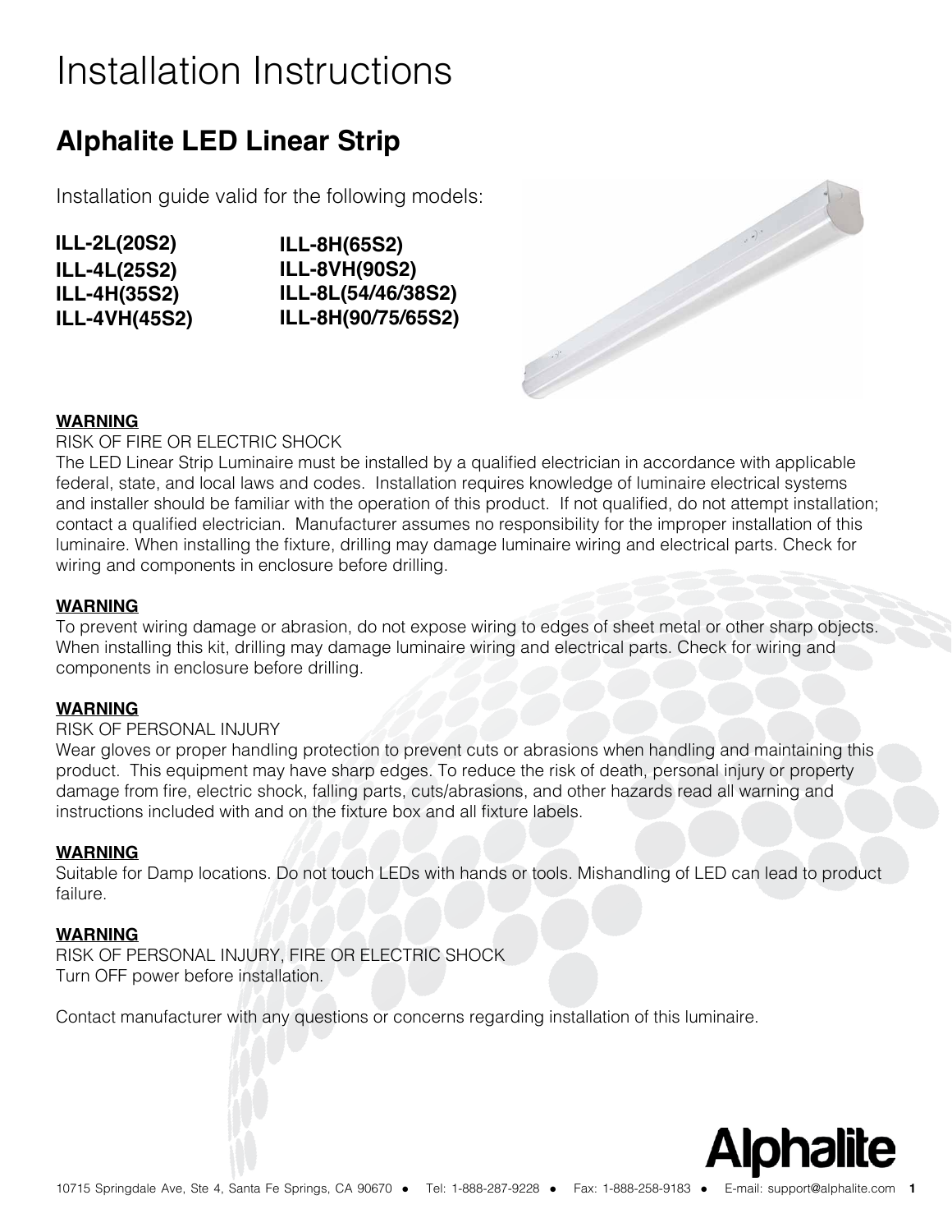# Installation Instructions

## Alphalite LED Linear Strip

Installation guide valid for the following models:

**ILL-2L(20S2)**
**ILL-4L(25S2)**
**ILL-4H(35S2)**
**ILL-4VH(45S2)**
**ILL-8H(65S2)**
**ILL-8VH(90S2)**
**ILL-8L(54/46/38S2)**
**ILL-8H(90/75/65S2)**

**WARNING**
RISK OF FIRE OR ELECTRIC SHOCK
The LED Linear Strip Luminaire must be installed by a qualified electrician in accordance with applicable federal, state, and local laws and codes. Installation requires knowledge of luminaire electrical systems and installer should be familiar with the operation of this product. If not qualified, do not attempt installation; contact a qualified electrician. Manufacturer assumes no responsibility for the improper installation of this luminaire. When installing the fixture, drilling may damage luminaire wiring and electrical parts. Check for wiring and components in enclosure before drilling.

**WARNING**
To prevent wiring damage or abrasion, do not expose wiring to edges of sheet metal or other sharp objects. When installing this kit, drilling may damage luminaire wiring and electrical parts. Check for wiring and components in enclosure before drilling.

**WARNING**
RISK OF PERSONAL INJURY
Wear gloves or proper handling protection to prevent cuts or abrasions when handling and maintaining this product. This equipment may have sharp edges. To reduce the risk of death, personal injury or property damage from fire, electric shock, falling parts, cuts/abrasions, and other hazards read all warning and instructions included with and on the fixture box and all fixture labels.

**WARNING**
Suitable for Damp locations. Do not touch LEDs with hands or tools. Mishandling of LED can lead to product failure.

**WARNING**
RISK OF PERSONAL INJURY, FIRE OR ELECTRIC SHOCK
Turn OFF power before installation.

Contact manufacturer with any questions or concerns regarding installation of this luminaire.

Alphalite

10715 Springdale Ave, Ste 4, Santa Fe Springs, CA 90670 • Tel: 1-888-287-9228 • Fax: 1-888-258-9183 • E-mail: support@alphalite.com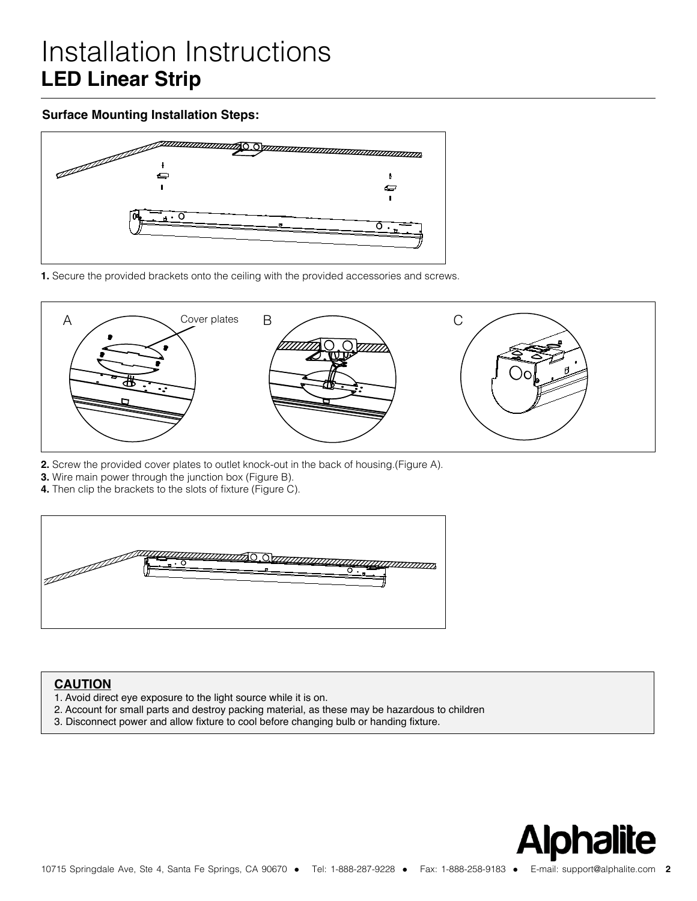# Installation Instructions

## LED Linear Strip

### Surface Mounting Installation Steps:

**1.** Secure the provided brackets onto the ceiling with the provided accessories and screws.

A Cover plates B C

**2.** Screw the provided cover plates to outlet knock-out in the back of housing.(Figure A).
**3.** Wire main power through the junction box (Figure B).
**4.** Then clip the brackets to the slots of fixture (Figure C).

**CAUTION**

1. Avoid direct eye exposure to the light source while it is on.
2. Account for small parts and destroy packing material, as these may be hazardous to children
3. Disconnect power and allow fixture to cool before changing bulb or handing fixture.

Alphalite

10715 Springdale Ave, Ste 4, Santa Fe Springs, CA 90670 ● Tel: 1-888-287-9228 ● Fax: 1-888-258-9183 ● E-mail: support@alphalite.com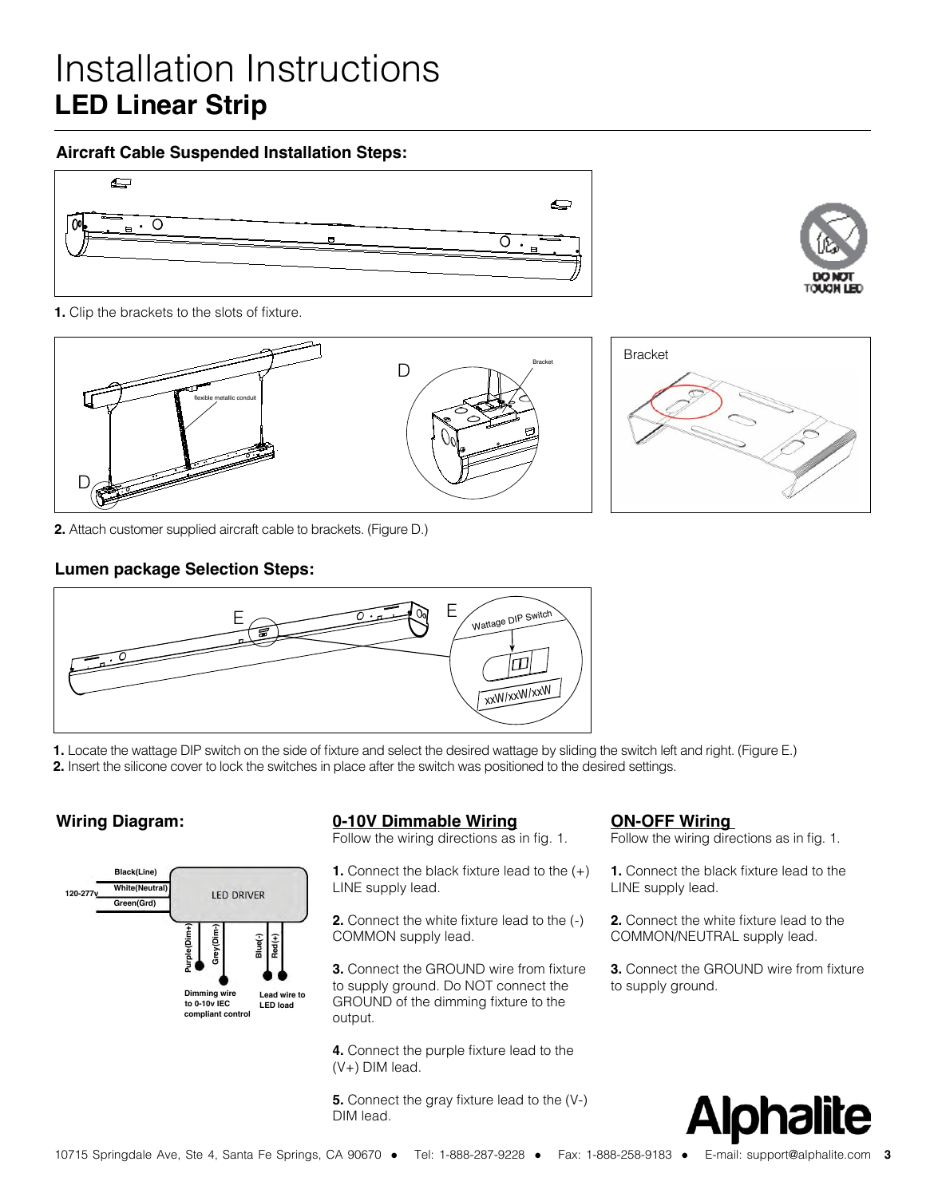# Installation Instructions

## LED Linear Strip

### Aircraft Cable Suspended Installation Steps:

DO NOT TOUCH LED

**1.** Clip the brackets to the slots of fixture.

flexible metallic conduit

D

Bracket

**2.** Attach customer supplied aircraft cable to brackets. (Figure D.)

### Lumen package Selection Steps:

E

Wattage DIP Switch

xxW/xxW/xxW

**1.** Locate the wattage DIP switch on the side of fixture and select the desired wattage by sliding the switch left and right. (Figure E.)
**2.** Insert the silicone cover to lock the switches in place after the switch was positioned to the desired settings.

### Wiring Diagram:

120-277v

Black(Line)
White(Neutral)
Green(Grd)

LED DRIVER

Purple(Dim+)
Grey(Dim-)
Blue(-)
Red(+)

Dimming wire to 0-10v IEC compliant control

Lead wire to LED load

### 0-10V Dimmable Wiring

Follow the wiring directions as in fig. 1.

**1.** Connect the black fixture lead to the (+) LINE supply lead.

**2.** Connect the white fixture lead to the (-) COMMON supply lead.

**3.** Connect the GROUND wire from fixture to supply ground. Do NOT connect the GROUND of the dimming fixture to the output.

**4.** Connect the purple fixture lead to the (V+) DIM lead.

**5.** Connect the gray fixture lead to the (V-) DIM lead.

### ON-OFF Wiring

Follow the wiring directions as in fig. 1.

**1.** Connect the black fixture lead to the LINE supply lead.

**2.** Connect the white fixture lead to the COMMON/NEUTRAL supply lead.

**3.** Connect the GROUND wire from fixture to supply ground.

Alphalite

10715 Springdale Ave, Ste 4, Santa Fe Springs, CA 90670 ● Tel: 1-888-287-9228 ● Fax: 1-888-258-9183 ● E-mail: support@alphalite.com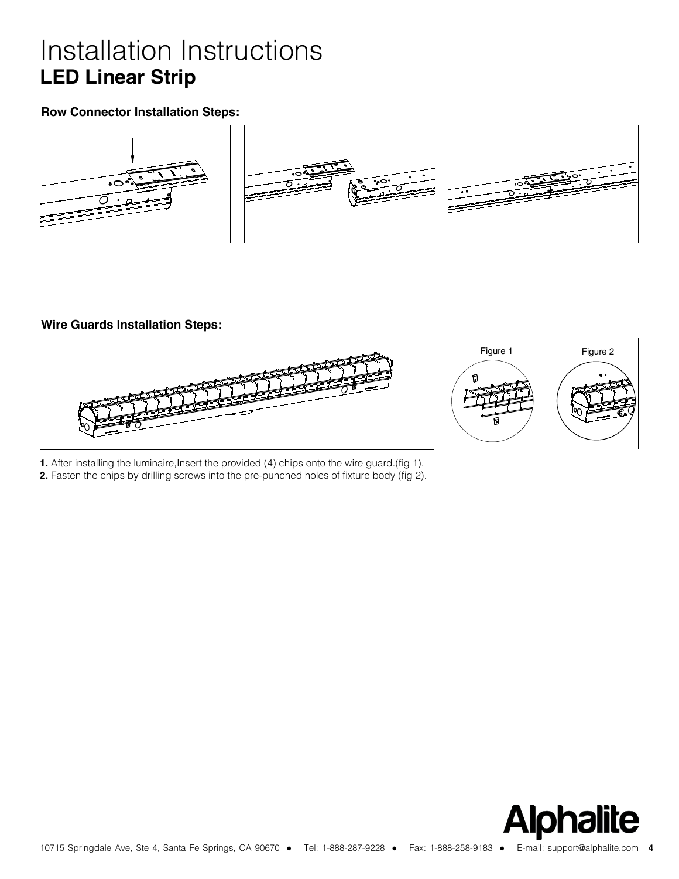# Installation Instructions

## LED Linear Strip

### Row Connector Installation Steps:

### Wire Guards Installation Steps:

Figure 1

Figure 2

**1.** After installing the luminaire,Insert the provided (4) chips onto the wire guard.(fig 1).

**2.** Fasten the chips by drilling screws into the pre-punched holes of fixture body (fig 2).

Alphalite

10715 Springdale Ave, Ste 4, Santa Fe Springs, CA 90670 ● Tel: 1-888-287-9228 ● Fax: 1-888-258-9183 ● E-mail: support@alphalite.com